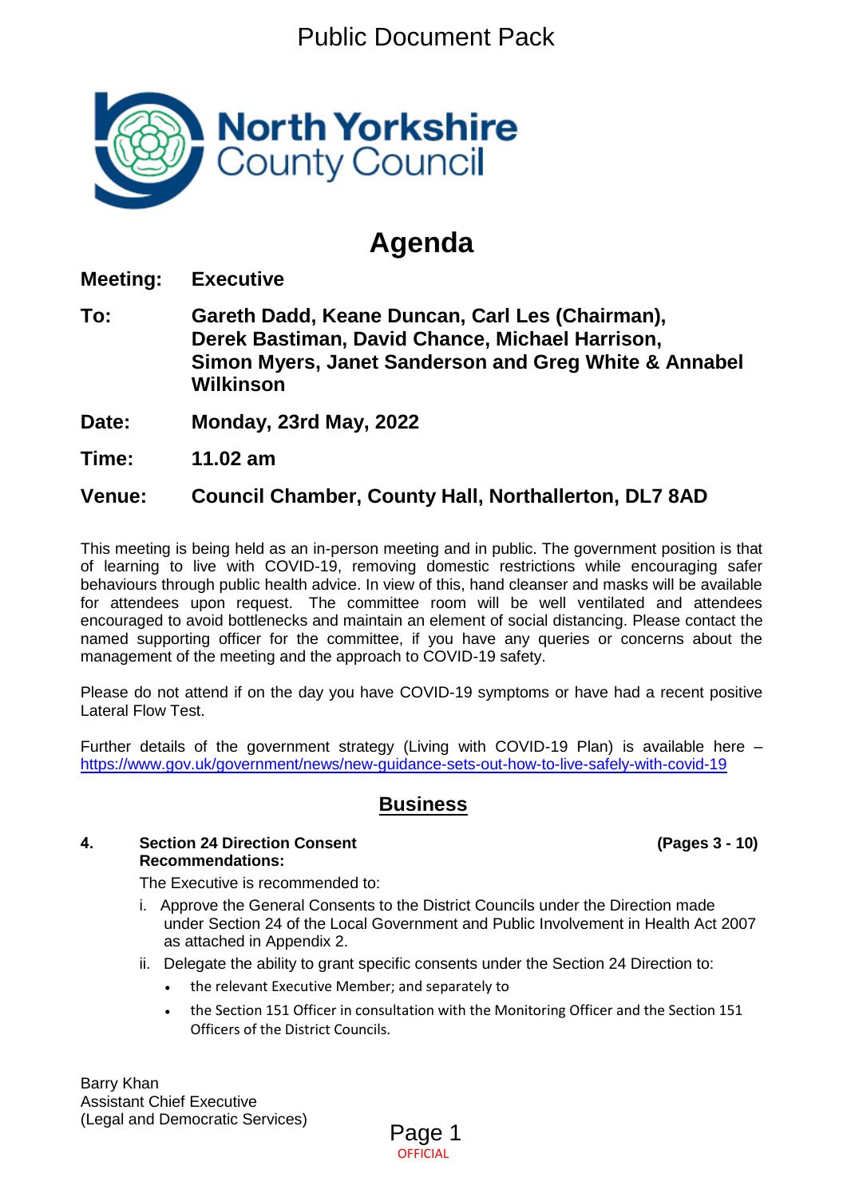Public Document Pack

# Agenda

**Meeting:** **Executive**

**To:** **Gareth Dadd, Keane Duncan, Carl Les (Chairman), Derek Bastiman, David Chance, Michael Harrison, Simon Myers, Janet Sanderson and Greg White & Annabel Wilkinson**

**Date:** **Monday, 23rd May, 2022**

**Time:** **11.02 am**

**Venue:** **Council Chamber, County Hall, Northallerton, DL7 8AD**

This meeting is being held as an in-person meeting and in public. The government position is that of learning to live with COVID-19, removing domestic restrictions while encouraging safer behaviours through public health advice. In view of this, hand cleanser and masks will be available for attendees upon request. The committee room will be well ventilated and attendees encouraged to avoid bottlenecks and maintain an element of social distancing. Please contact the named supporting officer for the committee, if you have any queries or concerns about the management of the meeting and the approach to COVID-19 safety.

Please do not attend if on the day you have COVID-19 symptoms or have had a recent positive Lateral Flow Test.

Further details of the government strategy (Living with COVID-19 Plan) is available here – https://www.gov.uk/government/news/new-guidance-sets-out-how-to-live-safely-with-covid-19

## Business

**4. Section 24 Direction Consent** **(Pages 3 - 10)**
**Recommendations:**

The Executive is recommended to:

i. Approve the General Consents to the District Councils under the Direction made under Section 24 of the Local Government and Public Involvement in Health Act 2007 as attached in Appendix 2.

ii. Delegate the ability to grant specific consents under the Section 24 Direction to:

- the relevant Executive Member; and separately to
- the Section 151 Officer in consultation with the Monitoring Officer and the Section 151 Officers of the District Councils.

Barry Khan
Assistant Chief Executive
(Legal and Democratic Services)

OFFICIAL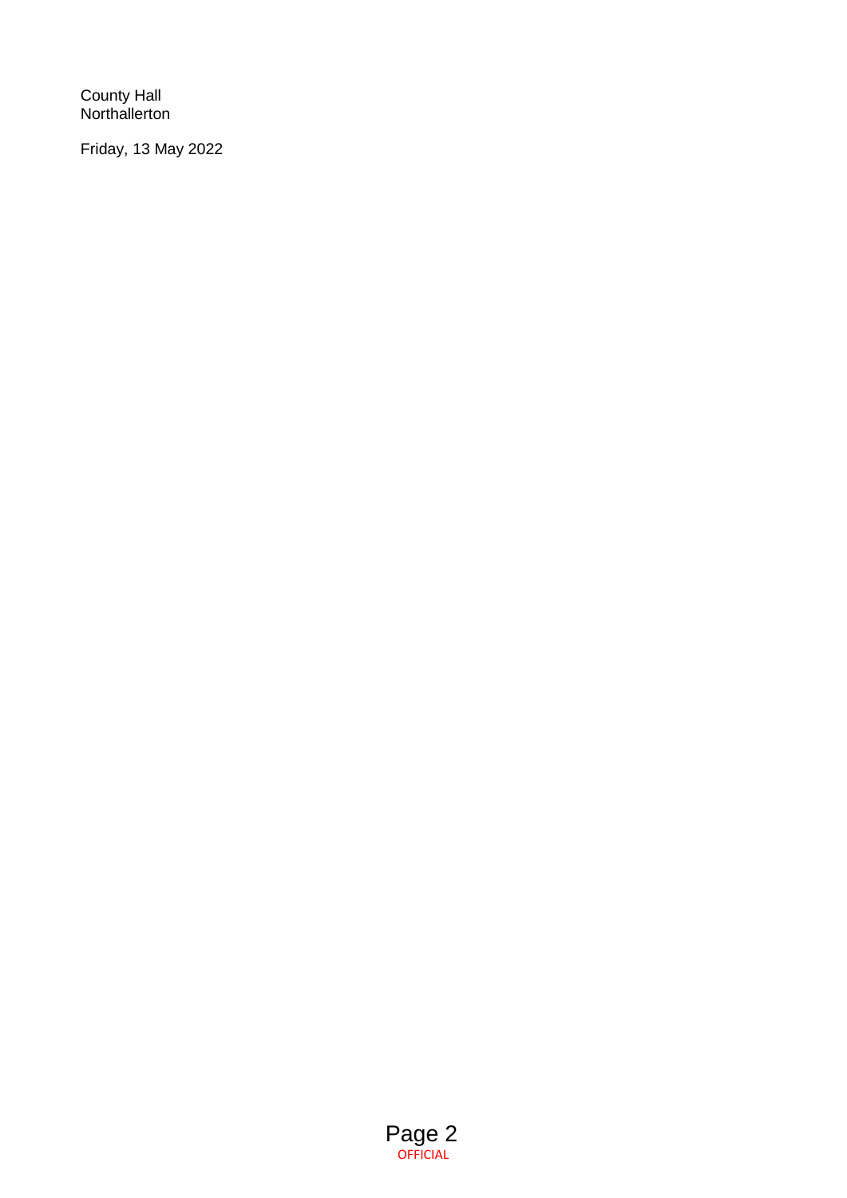County Hall
Northallerton

Friday, 13 May 2022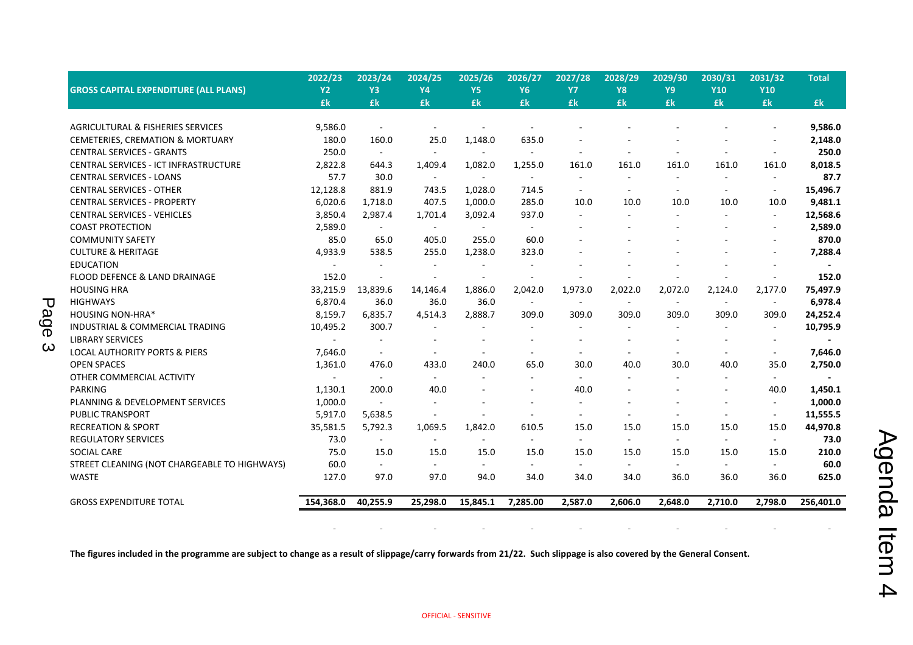| GROSS CAPITAL EXPENDITURE (ALL PLANS) | 2022/23 Y2 £k | 2023/24 Y3 £k | 2024/25 Y4 £k | 2025/26 Y5 £k | 2026/27 Y6 £k | 2027/28 Y7 £k | 2028/29 Y8 £k | 2029/30 Y9 £k | 2030/31 Y10 £k | 2031/32 Y10 £k | Total £k |
|---|---|---|---|---|---|---|---|---|---|---|---|
| AGRICULTURAL & FISHERIES SERVICES | 9,586.0 | - | - | - | - | - | - | - | - | - | **9,586.0** |
| CEMETERIES, CREMATION & MORTUARY | 180.0 | 160.0 | 25.0 | 1,148.0 | 635.0 | - | - | - | - | - | **2,148.0** |
| CENTRAL SERVICES - GRANTS | 250.0 | - | - | - | - | - | - | - | - | - | **250.0** |
| CENTRAL SERVICES - ICT INFRASTRUCTURE | 2,822.8 | 644.3 | 1,409.4 | 1,082.0 | 1,255.0 | 161.0 | 161.0 | 161.0 | 161.0 | 161.0 | **8,018.5** |
| CENTRAL SERVICES - LOANS | 57.7 | 30.0 | - | - | - | - | - | - | - | - | **87.7** |
| CENTRAL SERVICES - OTHER | 12,128.8 | 881.9 | 743.5 | 1,028.0 | 714.5 | - | - | - | - | - | **15,496.7** |
| CENTRAL SERVICES - PROPERTY | 6,020.6 | 1,718.0 | 407.5 | 1,000.0 | 285.0 | 10.0 | 10.0 | 10.0 | 10.0 | 10.0 | **9,481.1** |
| CENTRAL SERVICES - VEHICLES | 3,850.4 | 2,987.4 | 1,701.4 | 3,092.4 | 937.0 | - | - | - | - | - | **12,568.6** |
| COAST PROTECTION | 2,589.0 | - | - | - | - | - | - | - | - | - | **2,589.0** |
| COMMUNITY SAFETY | 85.0 | 65.0 | 405.0 | 255.0 | 60.0 | - | - | - | - | - | **870.0** |
| CULTURE & HERITAGE | 4,933.9 | 538.5 | 255.0 | 1,238.0 | 323.0 | - | - | - | - | - | **7,288.4** |
| EDUCATION | - | - | - | - | - | - | - | - | - | - | **-** |
| FLOOD DEFENCE & LAND DRAINAGE | 152.0 | - | - | - | - | - | - | - | - | - | **152.0** |
| HOUSING HRA | 33,215.9 | 13,839.6 | 14,146.4 | 1,886.0 | 2,042.0 | 1,973.0 | 2,022.0 | 2,072.0 | 2,124.0 | 2,177.0 | **75,497.9** |
| HIGHWAYS | 6,870.4 | 36.0 | 36.0 | 36.0 | - | - | - | - | - | - | **6,978.4** |
| HOUSING NON-HRA* | 8,159.7 | 6,835.7 | 4,514.3 | 2,888.7 | 309.0 | 309.0 | 309.0 | 309.0 | 309.0 | 309.0 | **24,252.4** |
| INDUSTRIAL & COMMERCIAL TRADING | 10,495.2 | 300.7 | - | - | - | - | - | - | - | - | **10,795.9** |
| LIBRARY SERVICES | - | - | - | - | - | - | - | - | - | - | **-** |
| LOCAL AUTHORITY PORTS & PIERS | 7,646.0 | - | - | - | - | - | - | - | - | - | **7,646.0** |
| OPEN SPACES | 1,361.0 | 476.0 | 433.0 | 240.0 | 65.0 | 30.0 | 40.0 | 30.0 | 40.0 | 35.0 | **2,750.0** |
| OTHER COMMERCIAL ACTIVITY | - | - | - | - | - | - | - | - | - | - | **-** |
| PARKING | 1,130.1 | 200.0 | 40.0 | - | - | 40.0 | - | - | - | 40.0 | **1,450.1** |
| PLANNING & DEVELOPMENT SERVICES | 1,000.0 | - | - | - | - | - | - | - | - | - | **1,000.0** |
| PUBLIC TRANSPORT | 5,917.0 | 5,638.5 | - | - | - | - | - | - | - | - | **11,555.5** |
| RECREATION & SPORT | 35,581.5 | 5,792.3 | 1,069.5 | 1,842.0 | 610.5 | 15.0 | 15.0 | 15.0 | 15.0 | 15.0 | **44,970.8** |
| REGULATORY SERVICES | 73.0 | - | - | - | - | - | - | - | - | - | **73.0** |
| SOCIAL CARE | 75.0 | 15.0 | 15.0 | 15.0 | 15.0 | 15.0 | 15.0 | 15.0 | 15.0 | 15.0 | **210.0** |
| STREET CLEANING (NOT CHARGEABLE TO HIGHWAYS) | 60.0 | - | - | - | - | - | - | - | - | - | **60.0** |
| WASTE | 127.0 | 97.0 | 97.0 | 94.0 | 34.0 | 34.0 | 34.0 | 36.0 | 36.0 | 36.0 | **625.0** |
| GROSS EXPENDITURE TOTAL | **154,368.0** | **40,255.9** | **25,298.0** | **15,845.1** | **7,285.00** | **2,587.0** | **2,606.0** | **2,648.0** | **2,710.0** | **2,798.0** | **256,401.0** |

**The figures included in the programme are subject to change as a result of slippage/carry forwards from 21/22. Such slippage is also covered by the General Consent.**

OFFICIAL - SENSITIVE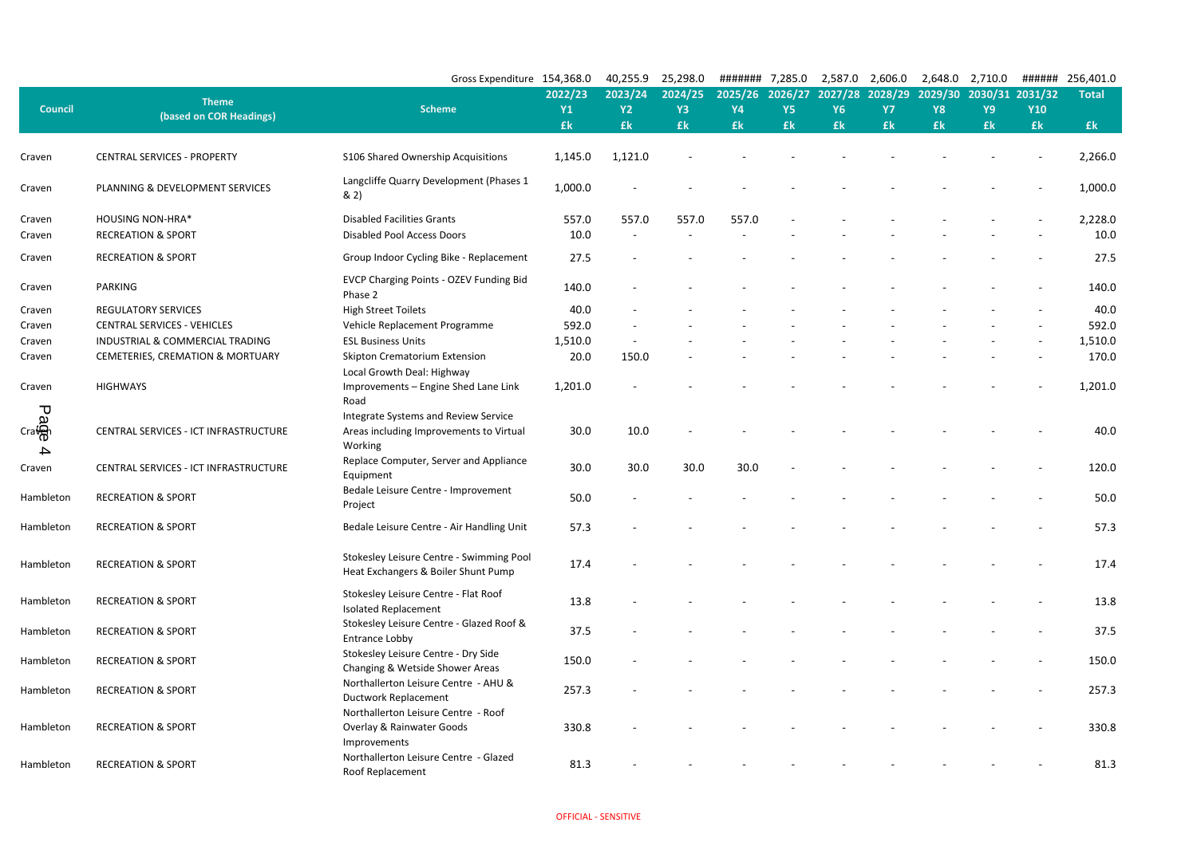| Council | Theme (based on COR Headings) | Scheme | 2022/23 Y1 £k | 2023/24 Y2 £k | 2024/25 Y3 £k | 2025/26 Y4 £k | 2026/27 Y5 £k | 2027/28 Y6 £k | 2028/29 Y7 £k | 2029/30 Y8 £k | 2030/31 Y9 £k | 2031/32 Y10 £k | Total £k |
|---|---|---|---|---|---|---|---|---|---|---|---|---|---|
| | | Gross Expenditure | 154,368.0 | 40,255.9 | 25,298.0 | ####### | 7,285.0 | 2,587.0 | 2,606.0 | 2,648.0 | 2,710.0 | ###### | 256,401.0 |
| Craven | CENTRAL SERVICES - PROPERTY | S106 Shared Ownership Acquisitions | 1,145.0 | 1,121.0 | - | - | - | - | - | - | - | - | 2,266.0 |
| Craven | PLANNING & DEVELOPMENT SERVICES | Langcliffe Quarry Development (Phases 1 & 2) | 1,000.0 | - | - | - | - | - | - | - | - | - | 1,000.0 |
| Craven | HOUSING NON-HRA* | Disabled Facilities Grants | 557.0 | 557.0 | 557.0 | 557.0 | - | - | - | - | - | - | 2,228.0 |
| Craven | RECREATION & SPORT | Disabled Pool Access Doors | 10.0 | - | - | - | - | - | - | - | - | - | 10.0 |
| Craven | RECREATION & SPORT | Group Indoor Cycling Bike - Replacement | 27.5 | - | - | - | - | - | - | - | - | - | 27.5 |
| Craven | PARKING | EVCP Charging Points - OZEV Funding Bid Phase 2 | 140.0 | - | - | - | - | - | - | - | - | - | 140.0 |
| Craven | REGULATORY SERVICES | High Street Toilets | 40.0 | - | - | - | - | - | - | - | - | - | 40.0 |
| Craven | CENTRAL SERVICES - VEHICLES | Vehicle Replacement Programme | 592.0 | - | - | - | - | - | - | - | - | - | 592.0 |
| Craven | INDUSTRIAL & COMMERCIAL TRADING | ESL Business Units | 1,510.0 | - | - | - | - | - | - | - | - | - | 1,510.0 |
| Craven | CEMETERIES, CREMATION & MORTUARY | Skipton Crematorium Extension | 20.0 | 150.0 | - | - | - | - | - | - | - | - | 170.0 |
| Craven | HIGHWAYS | Local Growth Deal: Highway Improvements – Engine Shed Lane Link Road | 1,201.0 | - | - | - | - | - | - | - | - | - | 1,201.0 |
| Craven | CENTRAL SERVICES - ICT INFRASTRUCTURE | Integrate Systems and Review Service Areas including Improvements to Virtual Working | 30.0 | 10.0 | - | - | - | - | - | - | - | - | 40.0 |
| Craven | CENTRAL SERVICES - ICT INFRASTRUCTURE | Replace Computer, Server and Appliance Equipment | 30.0 | 30.0 | 30.0 | 30.0 | - | - | - | - | - | - | 120.0 |
| Hambleton | RECREATION & SPORT | Bedale Leisure Centre - Improvement Project | 50.0 | - | - | - | - | - | - | - | - | - | 50.0 |
| Hambleton | RECREATION & SPORT | Bedale Leisure Centre - Air Handling Unit | 57.3 | - | - | - | - | - | - | - | - | - | 57.3 |
| Hambleton | RECREATION & SPORT | Stokesley Leisure Centre - Swimming Pool Heat Exchangers & Boiler Shunt Pump | 17.4 | - | - | - | - | - | - | - | - | - | 17.4 |
| Hambleton | RECREATION & SPORT | Stokesley Leisure Centre - Flat Roof Isolated Replacement | 13.8 | - | - | - | - | - | - | - | - | - | 13.8 |
| Hambleton | RECREATION & SPORT | Stokesley Leisure Centre - Glazed Roof & Entrance Lobby | 37.5 | - | - | - | - | - | - | - | - | - | 37.5 |
| Hambleton | RECREATION & SPORT | Stokesley Leisure Centre - Dry Side Changing & Wetside Shower Areas | 150.0 | - | - | - | - | - | - | - | - | - | 150.0 |
| Hambleton | RECREATION & SPORT | Northallerton Leisure Centre - AHU & Ductwork Replacement | 257.3 | - | - | - | - | - | - | - | - | - | 257.3 |
| Hambleton | RECREATION & SPORT | Northallerton Leisure Centre - Roof Overlay & Rainwater Goods Improvements | 330.8 | - | - | - | - | - | - | - | - | - | 330.8 |
| Hambleton | RECREATION & SPORT | Northallerton Leisure Centre - Glazed Roof Replacement | 81.3 | - | - | - | - | - | - | - | - | - | 81.3 |

OFFICIAL - SENSITIVE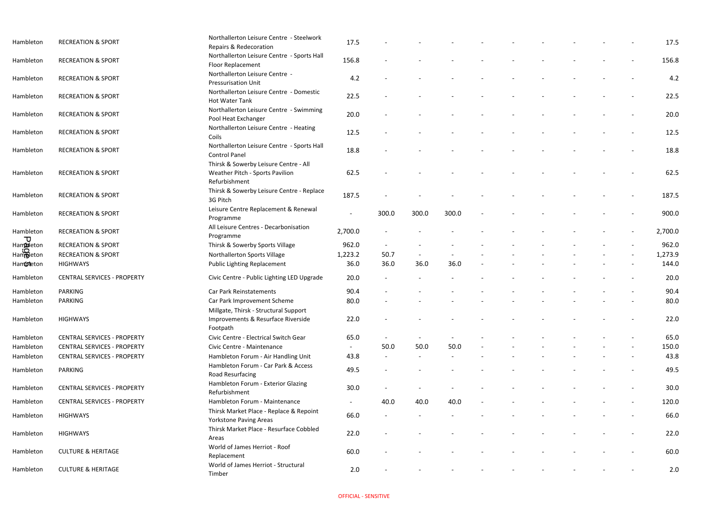| | | | | | | | | | | | | | |
|---|---|---|---|---|---|---|---|---|---|---|---|---|---|
| Hambleton | RECREATION & SPORT | Northallerton Leisure Centre - Steelwork Repairs & Redecoration | 17.5 | - | - | - | - | - | - | - | - | - | 17.5 |
| Hambleton | RECREATION & SPORT | Northallerton Leisure Centre - Sports Hall Floor Replacement | 156.8 | - | - | - | - | - | - | - | - | - | 156.8 |
| Hambleton | RECREATION & SPORT | Northallerton Leisure Centre - Pressurisation Unit | 4.2 | - | - | - | - | - | - | - | - | - | 4.2 |
| Hambleton | RECREATION & SPORT | Northallerton Leisure Centre - Domestic Hot Water Tank | 22.5 | - | - | - | - | - | - | - | - | - | 22.5 |
| Hambleton | RECREATION & SPORT | Northallerton Leisure Centre - Swimming Pool Heat Exchanger | 20.0 | - | - | - | - | - | - | - | - | - | 20.0 |
| Hambleton | RECREATION & SPORT | Northallerton Leisure Centre - Heating Coils | 12.5 | - | - | - | - | - | - | - | - | - | 12.5 |
| Hambleton | RECREATION & SPORT | Northallerton Leisure Centre - Sports Hall Control Panel | 18.8 | - | - | - | - | - | - | - | - | - | 18.8 |
| Hambleton | RECREATION & SPORT | Thirsk & Sowerby Leisure Centre - All Weather Pitch - Sports Pavilion Refurbishment | 62.5 | - | - | - | - | - | - | - | - | - | 62.5 |
| Hambleton | RECREATION & SPORT | Thirsk & Sowerby Leisure Centre - Replace 3G Pitch | 187.5 | - | - | - | - | - | - | - | - | - | 187.5 |
| Hambleton | RECREATION & SPORT | Leisure Centre Replacement & Renewal Programme | - | 300.0 | 300.0 | 300.0 | - | - | - | - | - | - | 900.0 |
| Hambleton | RECREATION & SPORT | All Leisure Centres - Decarbonisation Programme | 2,700.0 | - | - | - | - | - | - | - | - | - | 2,700.0 |
| Hambleton | RECREATION & SPORT | Thirsk & Sowerby Sports Village | 962.0 | - | - | - | - | - | - | - | - | - | 962.0 |
| Hambleton | RECREATION & SPORT | Northallerton Sports Village | 1,223.2 | 50.7 | - | - | - | - | - | - | - | - | 1,273.9 |
| Hambleton | HIGHWAYS | Public Lighting Replacement | 36.0 | 36.0 | 36.0 | 36.0 | - | - | - | - | - | - | 144.0 |
| Hambleton | CENTRAL SERVICES - PROPERTY | Civic Centre - Public Lighting LED Upgrade | 20.0 | - | - | - | - | - | - | - | - | - | 20.0 |
| Hambleton | PARKING | Car Park Reinstatements | 90.4 | - | - | - | - | - | - | - | - | - | 90.4 |
| Hambleton | PARKING | Car Park Improvement Scheme | 80.0 | - | - | - | - | - | - | - | - | - | 80.0 |
| Hambleton | HIGHWAYS | Millgate, Thirsk - Structural Support Improvements & Resurface Riverside Footpath | 22.0 | - | - | - | - | - | - | - | - | - | 22.0 |
| Hambleton | CENTRAL SERVICES - PROPERTY | Civic Centre - Electrical Switch Gear | 65.0 | - | - | - | - | - | - | - | - | - | 65.0 |
| Hambleton | CENTRAL SERVICES - PROPERTY | Civic Centre - Maintenance | - | 50.0 | 50.0 | 50.0 | - | - | - | - | - | - | 150.0 |
| Hambleton | CENTRAL SERVICES - PROPERTY | Hambleton Forum - Air Handling Unit | 43.8 | - | - | - | - | - | - | - | - | - | 43.8 |
| Hambleton | PARKING | Hambleton Forum - Car Park & Access Road Resurfacing | 49.5 | - | - | - | - | - | - | - | - | - | 49.5 |
| Hambleton | CENTRAL SERVICES - PROPERTY | Hambleton Forum - Exterior Glazing Refurbishment | 30.0 | - | - | - | - | - | - | - | - | - | 30.0 |
| Hambleton | CENTRAL SERVICES - PROPERTY | Hambleton Forum - Maintenance | - | 40.0 | 40.0 | 40.0 | - | - | - | - | - | - | 120.0 |
| Hambleton | HIGHWAYS | Thirsk Market Place - Replace & Repoint Yorkstone Paving Areas | 66.0 | - | - | - | - | - | - | - | - | - | 66.0 |
| Hambleton | HIGHWAYS | Thirsk Market Place - Resurface Cobbled Areas | 22.0 | - | - | - | - | - | - | - | - | - | 22.0 |
| Hambleton | CULTURE & HERITAGE | World of James Herriot - Roof Replacement | 60.0 | - | - | - | - | - | - | - | - | - | 60.0 |
| Hambleton | CULTURE & HERITAGE | World of James Herriot - Structural Timber | 2.0 | - | - | - | - | - | - | - | - | - | 2.0 |

OFFICIAL - SENSITIVE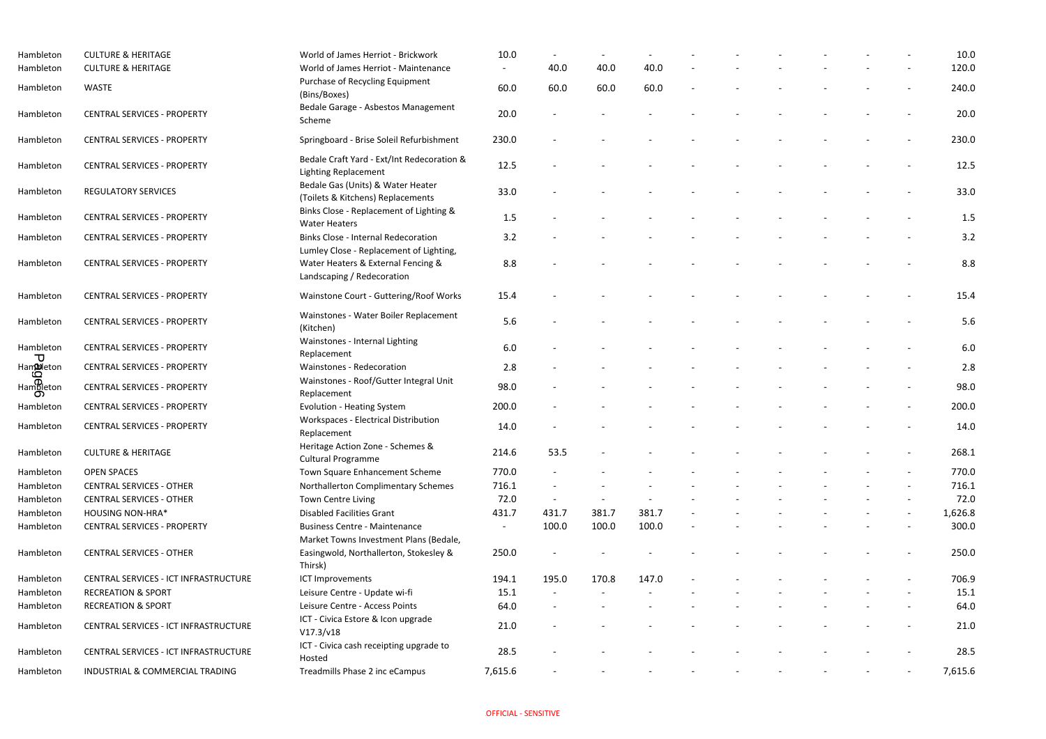| | | | | | | | | | | | | | | |
|---|---|---|---|---|---|---|---|---|---|---|---|---|---|---|
| Hambleton | CULTURE & HERITAGE | World of James Herriot - Brickwork | 10.0 | - | - | - | - | - | - | - | - | - | - | 10.0 |
| Hambleton | CULTURE & HERITAGE | World of James Herriot - Maintenance | - | 40.0 | 40.0 | 40.0 | - | - | - | - | - | - | - | 120.0 |
| Hambleton | WASTE | Purchase of Recycling Equipment (Bins/Boxes) | 60.0 | 60.0 | 60.0 | 60.0 | - | - | - | - | - | - | - | 240.0 |
| Hambleton | CENTRAL SERVICES - PROPERTY | Bedale Garage - Asbestos Management Scheme | 20.0 | - | - | - | - | - | - | - | - | - | - | 20.0 |
| Hambleton | CENTRAL SERVICES - PROPERTY | Springboard - Brise Soleil Refurbishment | 230.0 | - | - | - | - | - | - | - | - | - | - | 230.0 |
| Hambleton | CENTRAL SERVICES - PROPERTY | Bedale Craft Yard - Ext/Int Redecoration & Lighting Replacement | 12.5 | - | - | - | - | - | - | - | - | - | - | 12.5 |
| Hambleton | REGULATORY SERVICES | Bedale Gas (Units) & Water Heater (Toilets & Kitchens) Replacements | 33.0 | - | - | - | - | - | - | - | - | - | - | 33.0 |
| Hambleton | CENTRAL SERVICES - PROPERTY | Binks Close - Replacement of Lighting & Water Heaters | 1.5 | - | - | - | - | - | - | - | - | - | - | 1.5 |
| Hambleton | CENTRAL SERVICES - PROPERTY | Binks Close - Internal Redecoration | 3.2 | - | - | - | - | - | - | - | - | - | - | 3.2 |
| Hambleton | CENTRAL SERVICES - PROPERTY | Lumley Close - Replacement of Lighting, Water Heaters & External Fencing & Landscaping / Redecoration | 8.8 | - | - | - | - | - | - | - | - | - | - | 8.8 |
| Hambleton | CENTRAL SERVICES - PROPERTY | Wainstone Court - Guttering/Roof Works | 15.4 | - | - | - | - | - | - | - | - | - | - | 15.4 |
| Hambleton | CENTRAL SERVICES - PROPERTY | Wainstones - Water Boiler Replacement (Kitchen) | 5.6 | - | - | - | - | - | - | - | - | - | - | 5.6 |
| Hambleton | CENTRAL SERVICES - PROPERTY | Wainstones - Internal Lighting Replacement | 6.0 | - | - | - | - | - | - | - | - | - | - | 6.0 |
| Hambleton | CENTRAL SERVICES - PROPERTY | Wainstones - Redecoration | 2.8 | - | - | - | - | - | - | - | - | - | - | 2.8 |
| Hambleton | CENTRAL SERVICES - PROPERTY | Wainstones - Roof/Gutter Integral Unit Replacement | 98.0 | - | - | - | - | - | - | - | - | - | - | 98.0 |
| Hambleton | CENTRAL SERVICES - PROPERTY | Evolution - Heating System | 200.0 | - | - | - | - | - | - | - | - | - | - | 200.0 |
| Hambleton | CENTRAL SERVICES - PROPERTY | Workspaces - Electrical Distribution Replacement | 14.0 | - | - | - | - | - | - | - | - | - | - | 14.0 |
| Hambleton | CULTURE & HERITAGE | Heritage Action Zone - Schemes & Cultural Programme | 214.6 | 53.5 | - | - | - | - | - | - | - | - | - | 268.1 |
| Hambleton | OPEN SPACES | Town Square Enhancement Scheme | 770.0 | - | - | - | - | - | - | - | - | - | - | 770.0 |
| Hambleton | CENTRAL SERVICES - OTHER | Northallerton Complimentary Schemes | 716.1 | - | - | - | - | - | - | - | - | - | - | 716.1 |
| Hambleton | CENTRAL SERVICES - OTHER | Town Centre Living | 72.0 | - | - | - | - | - | - | - | - | - | - | 72.0 |
| Hambleton | HOUSING NON-HRA* | Disabled Facilities Grant | 431.7 | 431.7 | 381.7 | 381.7 | - | - | - | - | - | - | - | 1,626.8 |
| Hambleton | CENTRAL SERVICES - PROPERTY | Business Centre - Maintenance | - | 100.0 | 100.0 | 100.0 | - | - | - | - | - | - | - | 300.0 |
| Hambleton | CENTRAL SERVICES - OTHER | Market Towns Investment Plans (Bedale, Easingwold, Northallerton, Stokesley & Thirsk) | 250.0 | - | - | - | - | - | - | - | - | - | - | 250.0 |
| Hambleton | CENTRAL SERVICES - ICT INFRASTRUCTURE | ICT Improvements | 194.1 | 195.0 | 170.8 | 147.0 | - | - | - | - | - | - | - | 706.9 |
| Hambleton | RECREATION & SPORT | Leisure Centre - Update wi-fi | 15.1 | - | - | - | - | - | - | - | - | - | - | 15.1 |
| Hambleton | RECREATION & SPORT | Leisure Centre - Access Points | 64.0 | - | - | - | - | - | - | - | - | - | - | 64.0 |
| Hambleton | CENTRAL SERVICES - ICT INFRASTRUCTURE | ICT - Civica Estore & Icon upgrade V17.3/v18 | 21.0 | - | - | - | - | - | - | - | - | - | - | 21.0 |
| Hambleton | CENTRAL SERVICES - ICT INFRASTRUCTURE | ICT - Civica cash receipting upgrade to Hosted | 28.5 | - | - | - | - | - | - | - | - | - | - | 28.5 |
| Hambleton | INDUSTRIAL & COMMERCIAL TRADING | Treadmills Phase 2 inc eCampus | 7,615.6 | - | - | - | - | - | - | - | - | - | - | 7,615.6 |

OFFICIAL - SENSITIVE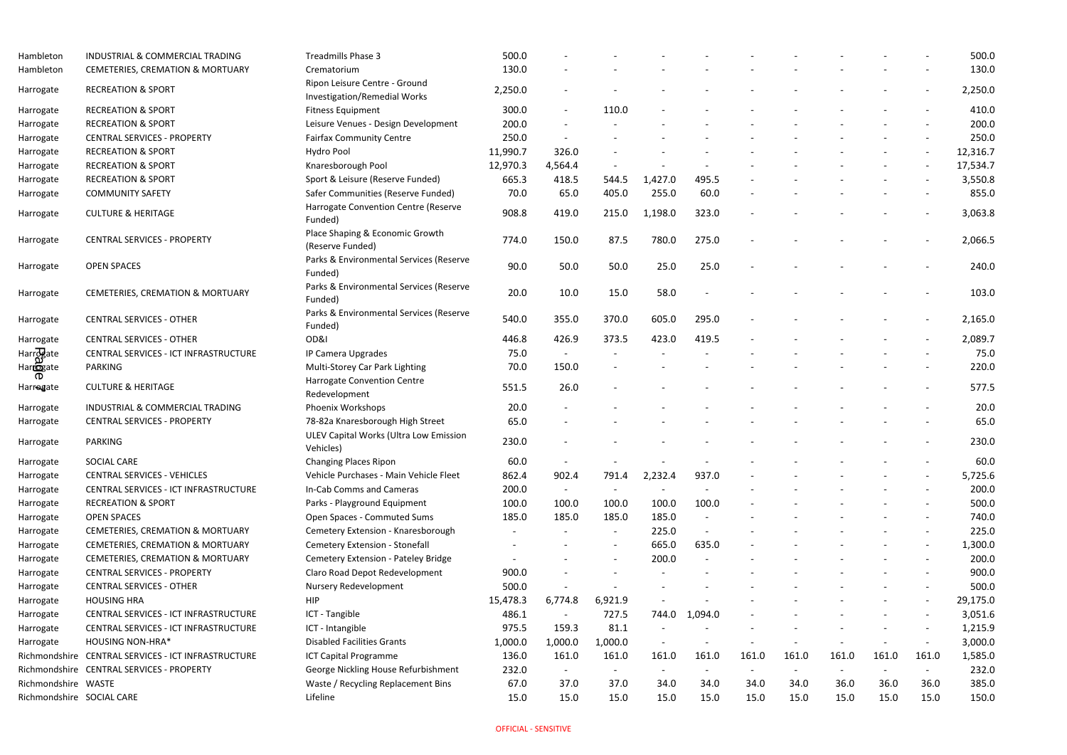| | | | | | | | | | | | | | |
|---|---|---|---|---|---|---|---|---|---|---|---|---|---|
| Hambleton | INDUSTRIAL & COMMERCIAL TRADING | Treadmills Phase 3 | 500.0 | - | - | - | - | - | - | - | - | - | 500.0 |
| Hambleton | CEMETERIES, CREMATION & MORTUARY | Crematorium | 130.0 | - | - | - | - | - | - | - | - | - | 130.0 |
| Harrogate | RECREATION & SPORT | Ripon Leisure Centre - Ground Investigation/Remedial Works | 2,250.0 | - | - | - | - | - | - | - | - | - | 2,250.0 |
| Harrogate | RECREATION & SPORT | Fitness Equipment | 300.0 | - | 110.0 | - | - | - | - | - | - | - | 410.0 |
| Harrogate | RECREATION & SPORT | Leisure Venues - Design Development | 200.0 | - | - | - | - | - | - | - | - | - | 200.0 |
| Harrogate | CENTRAL SERVICES - PROPERTY | Fairfax Community Centre | 250.0 | - | - | - | - | - | - | - | - | - | 250.0 |
| Harrogate | RECREATION & SPORT | Hydro Pool | 11,990.7 | 326.0 | - | - | - | - | - | - | - | - | 12,316.7 |
| Harrogate | RECREATION & SPORT | Knaresborough Pool | 12,970.3 | 4,564.4 | - | - | - | - | - | - | - | - | 17,534.7 |
| Harrogate | RECREATION & SPORT | Sport & Leisure (Reserve Funded) | 665.3 | 418.5 | 544.5 | 1,427.0 | 495.5 | - | - | - | - | - | 3,550.8 |
| Harrogate | COMMUNITY SAFETY | Safer Communities (Reserve Funded) | 70.0 | 65.0 | 405.0 | 255.0 | 60.0 | - | - | - | - | - | 855.0 |
| Harrogate | CULTURE & HERITAGE | Harrogate Convention Centre (Reserve Funded) | 908.8 | 419.0 | 215.0 | 1,198.0 | 323.0 | - | - | - | - | - | 3,063.8 |
| Harrogate | CENTRAL SERVICES - PROPERTY | Place Shaping & Economic Growth (Reserve Funded) | 774.0 | 150.0 | 87.5 | 780.0 | 275.0 | - | - | - | - | - | 2,066.5 |
| Harrogate | OPEN SPACES | Parks & Environmental Services (Reserve Funded) | 90.0 | 50.0 | 50.0 | 25.0 | 25.0 | - | - | - | - | - | 240.0 |
| Harrogate | CEMETERIES, CREMATION & MORTUARY | Parks & Environmental Services (Reserve Funded) | 20.0 | 10.0 | 15.0 | 58.0 | - | - | - | - | - | - | 103.0 |
| Harrogate | CENTRAL SERVICES - OTHER | Parks & Environmental Services (Reserve Funded) | 540.0 | 355.0 | 370.0 | 605.0 | 295.0 | - | - | - | - | - | 2,165.0 |
| Harrogate | CENTRAL SERVICES - OTHER | OD&I | 446.8 | 426.9 | 373.5 | 423.0 | 419.5 | - | - | - | - | - | 2,089.7 |
| Harrogate | CENTRAL SERVICES - ICT INFRASTRUCTURE | IP Camera Upgrades | 75.0 | - | - | - | - | - | - | - | - | - | 75.0 |
| Harrogate | PARKING | Multi-Storey Car Park Lighting | 70.0 | 150.0 | - | - | - | - | - | - | - | - | 220.0 |
| Harrogate | CULTURE & HERITAGE | Harrogate Convention Centre Redevelopment | 551.5 | 26.0 | - | - | - | - | - | - | - | - | 577.5 |
| Harrogate | INDUSTRIAL & COMMERCIAL TRADING | Phoenix Workshops | 20.0 | - | - | - | - | - | - | - | - | - | 20.0 |
| Harrogate | CENTRAL SERVICES - PROPERTY | 78-82a Knaresborough High Street | 65.0 | - | - | - | - | - | - | - | - | - | 65.0 |
| Harrogate | PARKING | ULEV Capital Works (Ultra Low Emission Vehicles) | 230.0 | - | - | - | - | - | - | - | - | - | 230.0 |
| Harrogate | SOCIAL CARE | Changing Places Ripon | 60.0 | - | - | - | - | - | - | - | - | - | 60.0 |
| Harrogate | CENTRAL SERVICES - VEHICLES | Vehicle Purchases - Main Vehicle Fleet | 862.4 | 902.4 | 791.4 | 2,232.4 | 937.0 | - | - | - | - | - | 5,725.6 |
| Harrogate | CENTRAL SERVICES - ICT INFRASTRUCTURE | In-Cab Comms and Cameras | 200.0 | - | - | - | - | - | - | - | - | - | 200.0 |
| Harrogate | RECREATION & SPORT | Parks - Playground Equipment | 100.0 | 100.0 | 100.0 | 100.0 | 100.0 | - | - | - | - | - | 500.0 |
| Harrogate | OPEN SPACES | Open Spaces - Commuted Sums | 185.0 | 185.0 | 185.0 | 185.0 | - | - | - | - | - | - | 740.0 |
| Harrogate | CEMETERIES, CREMATION & MORTUARY | Cemetery Extension - Knaresborough | - | - | - | 225.0 | - | - | - | - | - | - | 225.0 |
| Harrogate | CEMETERIES, CREMATION & MORTUARY | Cemetery Extension - Stonefall | - | - | - | 665.0 | 635.0 | - | - | - | - | - | 1,300.0 |
| Harrogate | CEMETERIES, CREMATION & MORTUARY | Cemetery Extension - Pateley Bridge | - | - | - | 200.0 | - | - | - | - | - | - | 200.0 |
| Harrogate | CENTRAL SERVICES - PROPERTY | Claro Road Depot Redevelopment | 900.0 | - | - | - | - | - | - | - | - | - | 900.0 |
| Harrogate | CENTRAL SERVICES - OTHER | Nursery Redevelopment | 500.0 | - | - | - | - | - | - | - | - | - | 500.0 |
| Harrogate | HOUSING HRA | HIP | 15,478.3 | 6,774.8 | 6,921.9 | - | - | - | - | - | - | - | 29,175.0 |
| Harrogate | CENTRAL SERVICES - ICT INFRASTRUCTURE | ICT - Tangible | 486.1 | - | 727.5 | 744.0 | 1,094.0 | - | - | - | - | - | 3,051.6 |
| Harrogate | CENTRAL SERVICES - ICT INFRASTRUCTURE | ICT - Intangible | 975.5 | 159.3 | 81.1 | - | - | - | - | - | - | - | 1,215.9 |
| Harrogate | HOUSING NON-HRA* | Disabled Facilities Grants | 1,000.0 | 1,000.0 | 1,000.0 | - | - | - | - | - | - | - | 3,000.0 |
| Richmondshire | CENTRAL SERVICES - ICT INFRASTRUCTURE | ICT Capital Programme | 136.0 | 161.0 | 161.0 | 161.0 | 161.0 | 161.0 | 161.0 | 161.0 | 161.0 | 161.0 | 1,585.0 |
| Richmondshire | CENTRAL SERVICES - PROPERTY | George Nickling House Refurbishment | 232.0 | - | - | - | - | - | - | - | - | - | 232.0 |
| Richmondshire | WASTE | Waste / Recycling Replacement Bins | 67.0 | 37.0 | 37.0 | 34.0 | 34.0 | 34.0 | 34.0 | 36.0 | 36.0 | 36.0 | 385.0 |
| Richmondshire | SOCIAL CARE | Lifeline | 15.0 | 15.0 | 15.0 | 15.0 | 15.0 | 15.0 | 15.0 | 15.0 | 15.0 | 15.0 | 150.0 |

OFFICIAL - SENSITIVE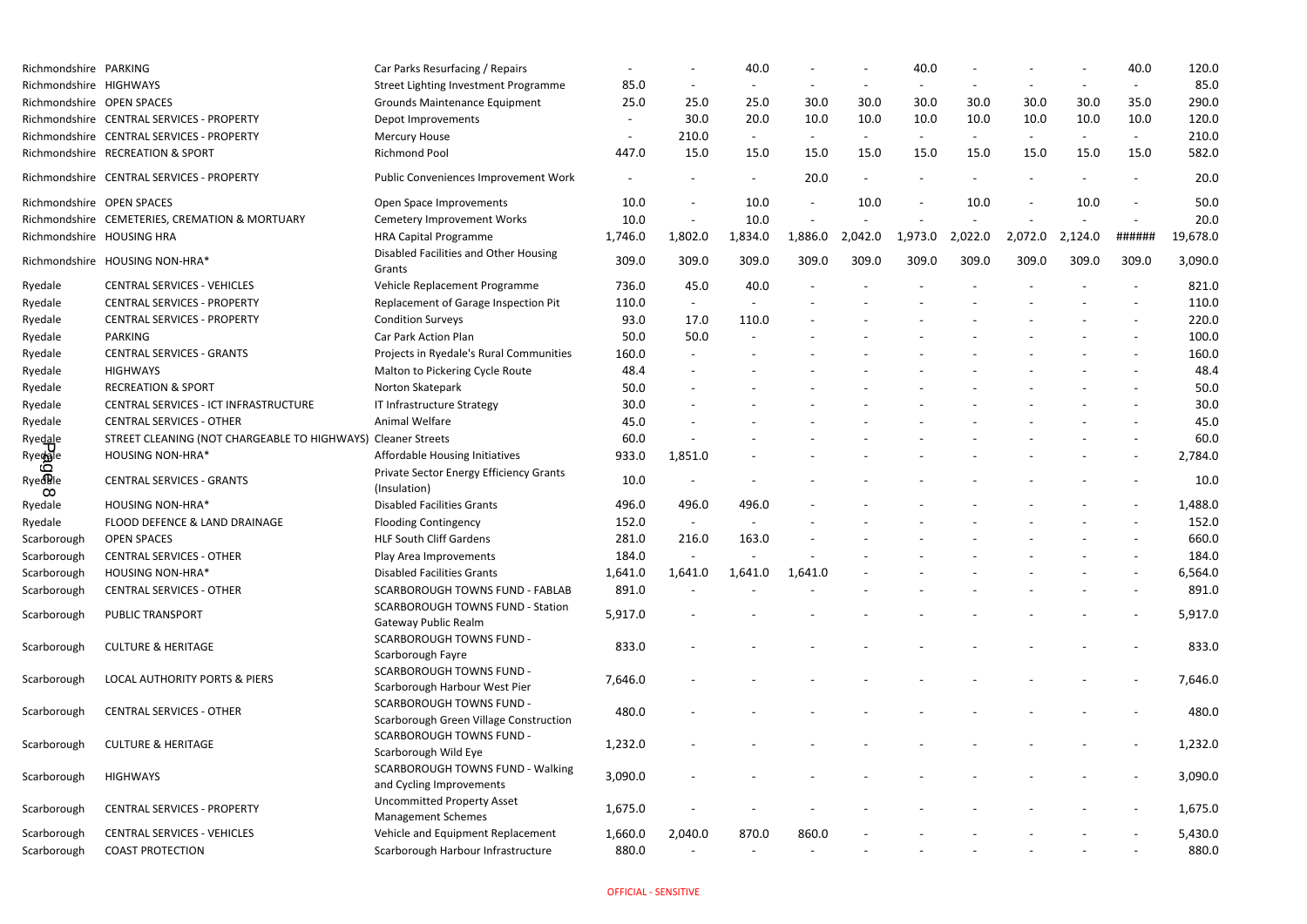| | | | | | | | | | | | | | |
|---|---|---|---|---|---|---|---|---|---|---|---|---|---|
| Richmondshire | PARKING | Car Parks Resurfacing / Repairs | - | - | 40.0 | - | - | 40.0 | - | - | - | 40.0 | 120.0 |
| Richmondshire | HIGHWAYS | Street Lighting Investment Programme | 85.0 | - | - | - | - | - | - | - | - | - | 85.0 |
| Richmondshire | OPEN SPACES | Grounds Maintenance Equipment | 25.0 | 25.0 | 25.0 | 30.0 | 30.0 | 30.0 | 30.0 | 30.0 | 30.0 | 35.0 | 290.0 |
| Richmondshire | CENTRAL SERVICES - PROPERTY | Depot Improvements | - | 30.0 | 20.0 | 10.0 | 10.0 | 10.0 | 10.0 | 10.0 | 10.0 | 10.0 | 120.0 |
| Richmondshire | CENTRAL SERVICES - PROPERTY | Mercury House | - | 210.0 | - | - | - | - | - | - | - | - | 210.0 |
| Richmondshire | RECREATION & SPORT | Richmond Pool | 447.0 | 15.0 | 15.0 | 15.0 | 15.0 | 15.0 | 15.0 | 15.0 | 15.0 | 15.0 | 582.0 |
| Richmondshire | CENTRAL SERVICES - PROPERTY | Public Conveniences Improvement Work | - | - | - | 20.0 | - | - | - | - | - | - | 20.0 |
| Richmondshire | OPEN SPACES | Open Space Improvements | 10.0 | - | 10.0 | - | 10.0 | - | 10.0 | - | 10.0 | - | 50.0 |
| Richmondshire | CEMETERIES, CREMATION & MORTUARY | Cemetery Improvement Works | 10.0 | - | 10.0 | - | - | - | - | - | - | - | 20.0 |
| Richmondshire | HOUSING HRA | HRA Capital Programme | 1,746.0 | 1,802.0 | 1,834.0 | 1,886.0 | 2,042.0 | 1,973.0 | 2,022.0 | 2,072.0 | 2,124.0 | ###### | 19,678.0 |
| Richmondshire | HOUSING NON-HRA* | Disabled Facilities and Other Housing Grants | 309.0 | 309.0 | 309.0 | 309.0 | 309.0 | 309.0 | 309.0 | 309.0 | 309.0 | 309.0 | 3,090.0 |
| Ryedale | CENTRAL SERVICES - VEHICLES | Vehicle Replacement Programme | 736.0 | 45.0 | 40.0 | - | - | - | - | - | - | - | 821.0 |
| Ryedale | CENTRAL SERVICES - PROPERTY | Replacement of Garage Inspection Pit | 110.0 | - | - | - | - | - | - | - | - | - | 110.0 |
| Ryedale | CENTRAL SERVICES - PROPERTY | Condition Surveys | 93.0 | 17.0 | 110.0 | - | - | - | - | - | - | - | 220.0 |
| Ryedale | PARKING | Car Park Action Plan | 50.0 | 50.0 | - | - | - | - | - | - | - | - | 100.0 |
| Ryedale | CENTRAL SERVICES - GRANTS | Projects in Ryedale's Rural Communities | 160.0 | - | - | - | - | - | - | - | - | - | 160.0 |
| Ryedale | HIGHWAYS | Malton to Pickering Cycle Route | 48.4 | - | - | - | - | - | - | - | - | - | 48.4 |
| Ryedale | RECREATION & SPORT | Norton Skatepark | 50.0 | - | - | - | - | - | - | - | - | - | 50.0 |
| Ryedale | CENTRAL SERVICES - ICT INFRASTRUCTURE | IT Infrastructure Strategy | 30.0 | - | - | - | - | - | - | - | - | - | 30.0 |
| Ryedale | CENTRAL SERVICES - OTHER | Animal Welfare | 45.0 | - | - | - | - | - | - | - | - | - | 45.0 |
| Ryedale | STREET CLEANING (NOT CHARGEABLE TO HIGHWAYS) | Cleaner Streets | 60.0 | - | - | - | - | - | - | - | - | - | 60.0 |
| Ryedale | HOUSING NON-HRA* | Affordable Housing Initiatives | 933.0 | 1,851.0 | - | - | - | - | - | - | - | - | 2,784.0 |
| Ryedale | CENTRAL SERVICES - GRANTS | Private Sector Energy Efficiency Grants (Insulation) | 10.0 | - | - | - | - | - | - | - | - | - | 10.0 |
| Ryedale | HOUSING NON-HRA* | Disabled Facilities Grants | 496.0 | 496.0 | 496.0 | - | - | - | - | - | - | - | 1,488.0 |
| Ryedale | FLOOD DEFENCE & LAND DRAINAGE | Flooding Contingency | 152.0 | - | - | - | - | - | - | - | - | - | 152.0 |
| Scarborough | OPEN SPACES | HLF South Cliff Gardens | 281.0 | 216.0 | 163.0 | - | - | - | - | - | - | - | 660.0 |
| Scarborough | CENTRAL SERVICES - OTHER | Play Area Improvements | 184.0 | - | - | - | - | - | - | - | - | - | 184.0 |
| Scarborough | HOUSING NON-HRA* | Disabled Facilities Grants | 1,641.0 | 1,641.0 | 1,641.0 | 1,641.0 | - | - | - | - | - | - | 6,564.0 |
| Scarborough | CENTRAL SERVICES - OTHER | SCARBOROUGH TOWNS FUND - FABLAB | 891.0 | - | - | - | - | - | - | - | - | - | 891.0 |
| Scarborough | PUBLIC TRANSPORT | SCARBOROUGH TOWNS FUND - Station Gateway Public Realm | 5,917.0 | - | - | - | - | - | - | - | - | - | 5,917.0 |
| Scarborough | CULTURE & HERITAGE | SCARBOROUGH TOWNS FUND - Scarborough Fayre | 833.0 | - | - | - | - | - | - | - | - | - | 833.0 |
| Scarborough | LOCAL AUTHORITY PORTS & PIERS | SCARBOROUGH TOWNS FUND - Scarborough Harbour West Pier | 7,646.0 | - | - | - | - | - | - | - | - | - | 7,646.0 |
| Scarborough | CENTRAL SERVICES - OTHER | SCARBOROUGH TOWNS FUND - Scarborough Green Village Construction | 480.0 | - | - | - | - | - | - | - | - | - | 480.0 |
| Scarborough | CULTURE & HERITAGE | SCARBOROUGH TOWNS FUND - Scarborough Wild Eye | 1,232.0 | - | - | - | - | - | - | - | - | - | 1,232.0 |
| Scarborough | HIGHWAYS | SCARBOROUGH TOWNS FUND - Walking and Cycling Improvements | 3,090.0 | - | - | - | - | - | - | - | - | - | 3,090.0 |
| Scarborough | CENTRAL SERVICES - PROPERTY | Uncommitted Property Asset Management Schemes | 1,675.0 | - | - | - | - | - | - | - | - | - | 1,675.0 |
| Scarborough | CENTRAL SERVICES - VEHICLES | Vehicle and Equipment Replacement | 1,660.0 | 2,040.0 | 870.0 | 860.0 | - | - | - | - | - | - | 5,430.0 |
| Scarborough | COAST PROTECTION | Scarborough Harbour Infrastructure | 880.0 | - | - | - | - | - | - | - | - | - | 880.0 |

OFFICIAL - SENSITIVE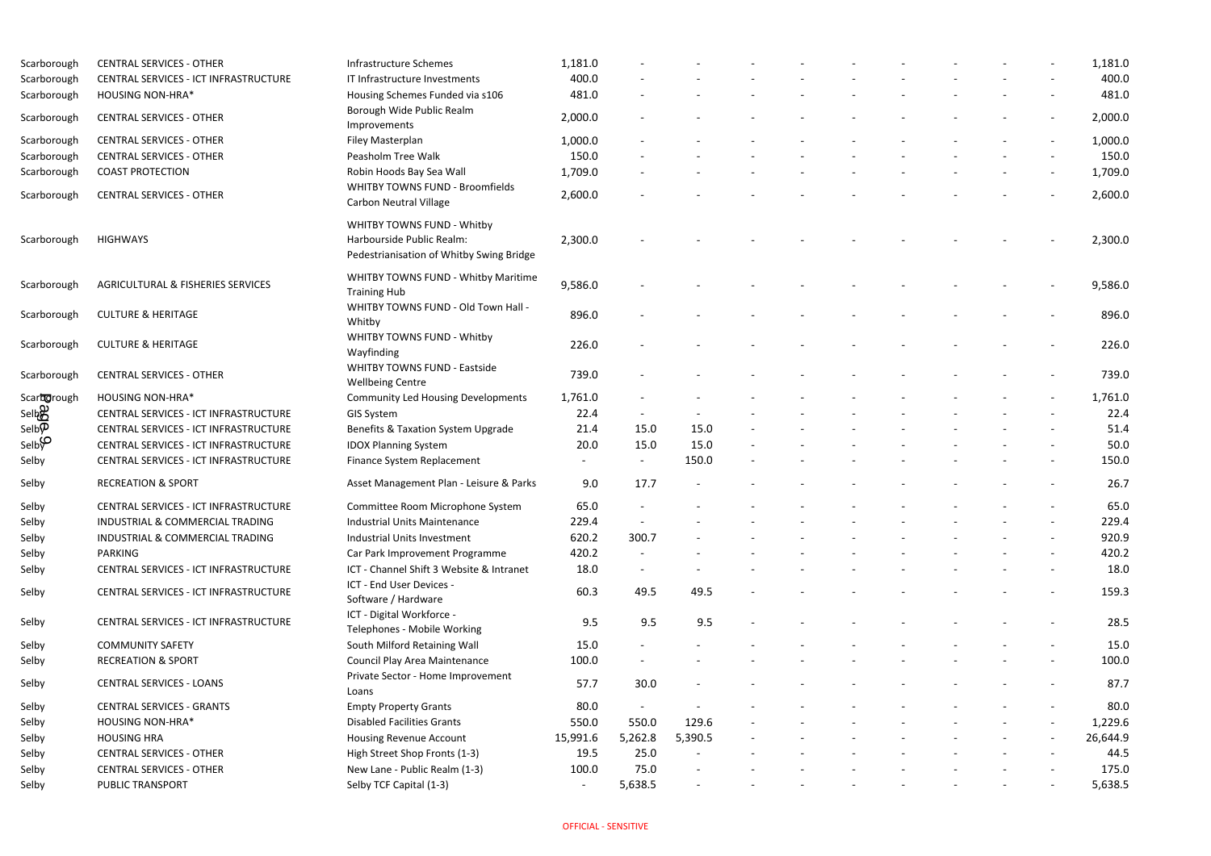| | | | | | | | | | | | | | | |
|---|---|---|---|---|---|---|---|---|---|---|---|---|---|---|
| Scarborough | CENTRAL SERVICES - OTHER | Infrastructure Schemes | 1,181.0 | - | - | - | - | - | - | - | - | - | - | 1,181.0 |
| Scarborough | CENTRAL SERVICES - ICT INFRASTRUCTURE | IT Infrastructure Investments | 400.0 | - | - | - | - | - | - | - | - | - | - | 400.0 |
| Scarborough | HOUSING NON-HRA* | Housing Schemes Funded via s106 | 481.0 | - | - | - | - | - | - | - | - | - | - | 481.0 |
| Scarborough | CENTRAL SERVICES - OTHER | Borough Wide Public Realm Improvements | 2,000.0 | - | - | - | - | - | - | - | - | - | - | 2,000.0 |
| Scarborough | CENTRAL SERVICES - OTHER | Filey Masterplan | 1,000.0 | - | - | - | - | - | - | - | - | - | - | 1,000.0 |
| Scarborough | CENTRAL SERVICES - OTHER | Peasholm Tree Walk | 150.0 | - | - | - | - | - | - | - | - | - | - | 150.0 |
| Scarborough | COAST PROTECTION | Robin Hoods Bay Sea Wall | 1,709.0 | - | - | - | - | - | - | - | - | - | - | 1,709.0 |
| Scarborough | CENTRAL SERVICES - OTHER | WHITBY TOWNS FUND - Broomfields Carbon Neutral Village | 2,600.0 | - | - | - | - | - | - | - | - | - | - | 2,600.0 |
| Scarborough | HIGHWAYS | WHITBY TOWNS FUND - Whitby Harbourside Public Realm: Pedestrianisation of Whitby Swing Bridge | 2,300.0 | - | - | - | - | - | - | - | - | - | - | 2,300.0 |
| Scarborough | AGRICULTURAL & FISHERIES SERVICES | WHITBY TOWNS FUND - Whitby Maritime Training Hub | 9,586.0 | - | - | - | - | - | - | - | - | - | - | 9,586.0 |
| Scarborough | CULTURE & HERITAGE | WHITBY TOWNS FUND - Old Town Hall - Whitby | 896.0 | - | - | - | - | - | - | - | - | - | - | 896.0 |
| Scarborough | CULTURE & HERITAGE | WHITBY TOWNS FUND - Whitby Wayfinding | 226.0 | - | - | - | - | - | - | - | - | - | - | 226.0 |
| Scarborough | CENTRAL SERVICES - OTHER | WHITBY TOWNS FUND - Eastside Wellbeing Centre | 739.0 | - | - | - | - | - | - | - | - | - | - | 739.0 |
| Scarborough | HOUSING NON-HRA* | Community Led Housing Developments | 1,761.0 | - | - | - | - | - | - | - | - | - | - | 1,761.0 |
| Selby | CENTRAL SERVICES - ICT INFRASTRUCTURE | GIS System | 22.4 | - | - | - | - | - | - | - | - | - | - | 22.4 |
| Selby | CENTRAL SERVICES - ICT INFRASTRUCTURE | Benefits & Taxation System Upgrade | 21.4 | 15.0 | 15.0 | - | - | - | - | - | - | - | - | 51.4 |
| Selby | CENTRAL SERVICES - ICT INFRASTRUCTURE | IDOX Planning System | 20.0 | 15.0 | 15.0 | - | - | - | - | - | - | - | - | 50.0 |
| Selby | CENTRAL SERVICES - ICT INFRASTRUCTURE | Finance System Replacement | - | - | 150.0 | - | - | - | - | - | - | - | - | 150.0 |
| Selby | RECREATION & SPORT | Asset Management Plan - Leisure & Parks | 9.0 | 17.7 | - | - | - | - | - | - | - | - | - | 26.7 |
| Selby | CENTRAL SERVICES - ICT INFRASTRUCTURE | Committee Room Microphone System | 65.0 | - | - | - | - | - | - | - | - | - | - | 65.0 |
| Selby | INDUSTRIAL & COMMERCIAL TRADING | Industrial Units Maintenance | 229.4 | - | - | - | - | - | - | - | - | - | - | 229.4 |
| Selby | INDUSTRIAL & COMMERCIAL TRADING | Industrial Units Investment | 620.2 | 300.7 | - | - | - | - | - | - | - | - | - | 920.9 |
| Selby | PARKING | Car Park Improvement Programme | 420.2 | - | - | - | - | - | - | - | - | - | - | 420.2 |
| Selby | CENTRAL SERVICES - ICT INFRASTRUCTURE | ICT - Channel Shift 3 Website & Intranet | 18.0 | - | - | - | - | - | - | - | - | - | - | 18.0 |
| Selby | CENTRAL SERVICES - ICT INFRASTRUCTURE | ICT - End User Devices - Software / Hardware | 60.3 | 49.5 | 49.5 | - | - | - | - | - | - | - | - | 159.3 |
| Selby | CENTRAL SERVICES - ICT INFRASTRUCTURE | ICT - Digital Workforce - Telephones - Mobile Working | 9.5 | 9.5 | 9.5 | - | - | - | - | - | - | - | - | 28.5 |
| Selby | COMMUNITY SAFETY | South Milford Retaining Wall | 15.0 | - | - | - | - | - | - | - | - | - | - | 15.0 |
| Selby | RECREATION & SPORT | Council Play Area Maintenance | 100.0 | - | - | - | - | - | - | - | - | - | - | 100.0 |
| Selby | CENTRAL SERVICES - LOANS | Private Sector - Home Improvement Loans | 57.7 | 30.0 | - | - | - | - | - | - | - | - | - | 87.7 |
| Selby | CENTRAL SERVICES - GRANTS | Empty Property Grants | 80.0 | - | - | - | - | - | - | - | - | - | - | 80.0 |
| Selby | HOUSING NON-HRA* | Disabled Facilities Grants | 550.0 | 550.0 | 129.6 | - | - | - | - | - | - | - | - | 1,229.6 |
| Selby | HOUSING HRA | Housing Revenue Account | 15,991.6 | 5,262.8 | 5,390.5 | - | - | - | - | - | - | - | - | 26,644.9 |
| Selby | CENTRAL SERVICES - OTHER | High Street Shop Fronts (1-3) | 19.5 | 25.0 | - | - | - | - | - | - | - | - | - | 44.5 |
| Selby | CENTRAL SERVICES - OTHER | New Lane - Public Realm (1-3) | 100.0 | 75.0 | - | - | - | - | - | - | - | - | - | 175.0 |
| Selby | PUBLIC TRANSPORT | Selby TCF Capital (1-3) | - | 5,638.5 | - | - | - | - | - | - | - | - | - | 5,638.5 |

OFFICIAL - SENSITIVE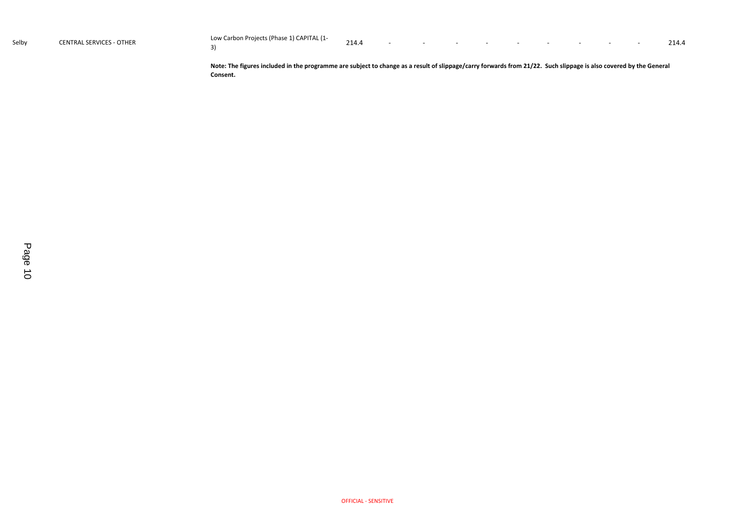| | | | | | | | | | | | | | |
|---|---|---|---|---|---|---|---|---|---|---|---|---|---|
| Selby | CENTRAL SERVICES - OTHER | Low Carbon Projects (Phase 1) CAPITAL (1-3) | 214.4 | - | - | - | - | - | - | - | - | - | 214.4 |

**Note: The figures included in the programme are subject to change as a result of slippage/carry forwards from 21/22. Such slippage is also covered by the General Consent.**

OFFICIAL - SENSITIVE